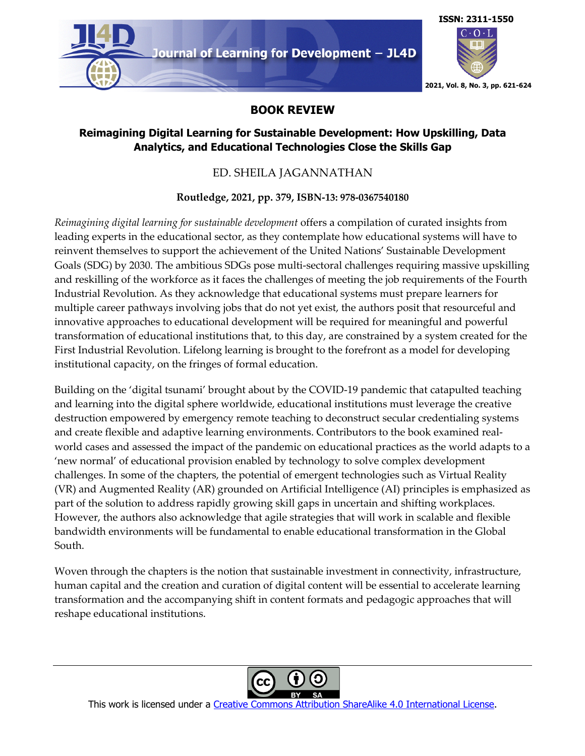## BOOK REVIEW

### Reimagining Digital Learning for Sustainable Development: How Upskilling, Data Analytics, and Educational Technologies Close the Skills Gap

ED. SHEILA JAGANNATHAN

**Routledge, 2021, pp. 379, ISBN-13: 978-0367540180**

*Reimagining digital learning for sustainable development* offers a compilation of curated insights from leading experts in the educational sector, as they contemplate how educational systems will have to reinvent themselves to support the achievement of the United Nations' Sustainable Development Goals (SDG) by 2030. The ambitious SDGs pose multi-sectoral challenges requiring massive upskilling and reskilling of the workforce as it faces the challenges of meeting the job requirements of the Fourth Industrial Revolution. As they acknowledge that educational systems must prepare learners for multiple career pathways involving jobs that do not yet exist, the authors posit that resourceful and innovative approaches to educational development will be required for meaningful and powerful transformation of educational institutions that, to this day, are constrained by a system created for the First Industrial Revolution. Lifelong learning is brought to the forefront as a model for developing institutional capacity, on the fringes of formal education.

Building on the 'digital tsunami' brought about by the COVID-19 pandemic that catapulted teaching and learning into the digital sphere worldwide, educational institutions must leverage the creative destruction empowered by emergency remote teaching to deconstruct secular credentialing systems and create flexible and adaptive learning environments. Contributors to the book examined real-world cases and assessed the impact of the pandemic on educational practices as the world adapts to a 'new normal' of educational provision enabled by technology to solve complex development challenges. In some of the chapters, the potential of emergent technologies such as Virtual Reality (VR) and Augmented Reality (AR) grounded on Artificial Intelligence (AI) principles is emphasized as part of the solution to address rapidly growing skill gaps in uncertain and shifting workplaces. However, the authors also acknowledge that agile strategies that will work in scalable and flexible bandwidth environments will be fundamental to enable educational transformation in the Global South.

Woven through the chapters is the notion that sustainable investment in connectivity, infrastructure, human capital and the creation and curation of digital content will be essential to accelerate learning transformation and the accompanying shift in content formats and pedagogic approaches that will reshape educational institutions.

This work is licensed under a Creative Commons Attribution ShareAlike 4.0 International License.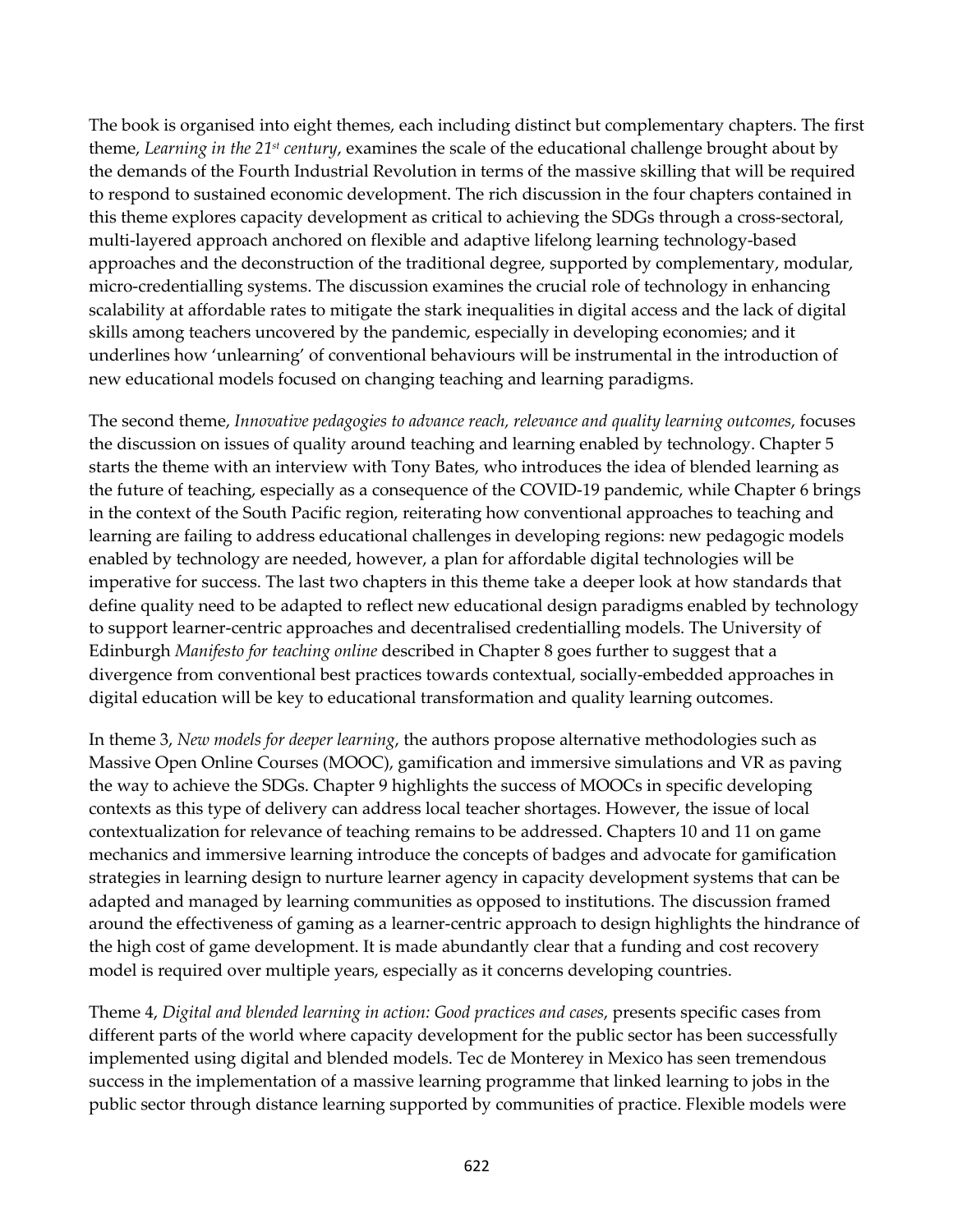The book is organised into eight themes, each including distinct but complementary chapters. The first theme, *Learning in the 21st century*, examines the scale of the educational challenge brought about by the demands of the Fourth Industrial Revolution in terms of the massive skilling that will be required to respond to sustained economic development. The rich discussion in the four chapters contained in this theme explores capacity development as critical to achieving the SDGs through a cross-sectoral, multi-layered approach anchored on flexible and adaptive lifelong learning technology-based approaches and the deconstruction of the traditional degree, supported by complementary, modular, micro-credentialling systems. The discussion examines the crucial role of technology in enhancing scalability at affordable rates to mitigate the stark inequalities in digital access and the lack of digital skills among teachers uncovered by the pandemic, especially in developing economies; and it underlines how 'unlearning' of conventional behaviours will be instrumental in the introduction of new educational models focused on changing teaching and learning paradigms.

The second theme, *Innovative pedagogies to advance reach, relevance and quality learning outcomes*, focuses the discussion on issues of quality around teaching and learning enabled by technology. Chapter 5 starts the theme with an interview with Tony Bates, who introduces the idea of blended learning as the future of teaching, especially as a consequence of the COVID-19 pandemic, while Chapter 6 brings in the context of the South Pacific region, reiterating how conventional approaches to teaching and learning are failing to address educational challenges in developing regions: new pedagogic models enabled by technology are needed, however, a plan for affordable digital technologies will be imperative for success. The last two chapters in this theme take a deeper look at how standards that define quality need to be adapted to reflect new educational design paradigms enabled by technology to support learner-centric approaches and decentralised credentialling models. The University of Edinburgh *Manifesto for teaching online* described in Chapter 8 goes further to suggest that a divergence from conventional best practices towards contextual, socially-embedded approaches in digital education will be key to educational transformation and quality learning outcomes.

In theme 3, *New models for deeper learning*, the authors propose alternative methodologies such as Massive Open Online Courses (MOOC), gamification and immersive simulations and VR as paving the way to achieve the SDGs. Chapter 9 highlights the success of MOOCs in specific developing contexts as this type of delivery can address local teacher shortages. However, the issue of local contextualization for relevance of teaching remains to be addressed. Chapters 10 and 11 on game mechanics and immersive learning introduce the concepts of badges and advocate for gamification strategies in learning design to nurture learner agency in capacity development systems that can be adapted and managed by learning communities as opposed to institutions. The discussion framed around the effectiveness of gaming as a learner-centric approach to design highlights the hindrance of the high cost of game development. It is made abundantly clear that a funding and cost recovery model is required over multiple years, especially as it concerns developing countries.

Theme 4, *Digital and blended learning in action: Good practices and cases*, presents specific cases from different parts of the world where capacity development for the public sector has been successfully implemented using digital and blended models. Tec de Monterey in Mexico has seen tremendous success in the implementation of a massive learning programme that linked learning to jobs in the public sector through distance learning supported by communities of practice. Flexible models were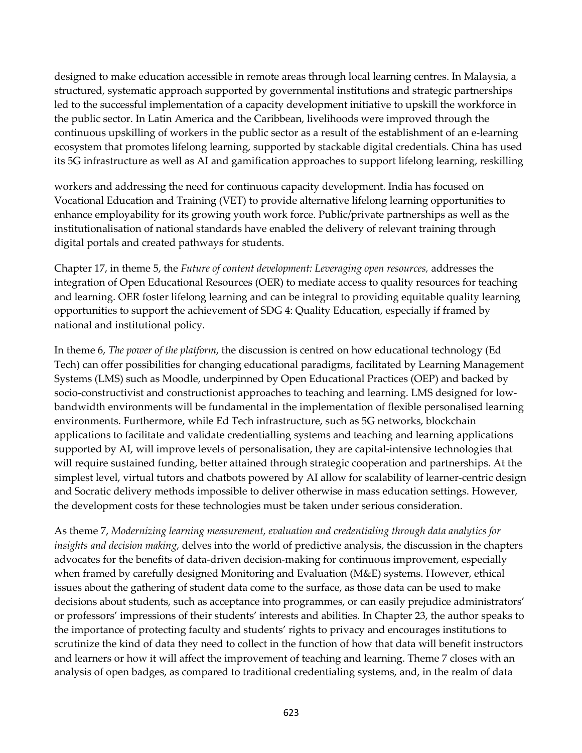designed to make education accessible in remote areas through local learning centres. In Malaysia, a structured, systematic approach supported by governmental institutions and strategic partnerships led to the successful implementation of a capacity development initiative to upskill the workforce in the public sector. In Latin America and the Caribbean, livelihoods were improved through the continuous upskilling of workers in the public sector as a result of the establishment of an e-learning ecosystem that promotes lifelong learning, supported by stackable digital credentials. China has used its 5G infrastructure as well as AI and gamification approaches to support lifelong learning, reskilling workers and addressing the need for continuous capacity development. India has focused on Vocational Education and Training (VET) to provide alternative lifelong learning opportunities to enhance employability for its growing youth work force. Public/private partnerships as well as the institutionalisation of national standards have enabled the delivery of relevant training through digital portals and created pathways for students.

Chapter 17, in theme 5, the *Future of content development: Leveraging open resources,* addresses the integration of Open Educational Resources (OER) to mediate access to quality resources for teaching and learning. OER foster lifelong learning and can be integral to providing equitable quality learning opportunities to support the achievement of SDG 4: Quality Education, especially if framed by national and institutional policy.

In theme 6, *The power of the platform*, the discussion is centred on how educational technology (Ed Tech) can offer possibilities for changing educational paradigms, facilitated by Learning Management Systems (LMS) such as Moodle, underpinned by Open Educational Practices (OEP) and backed by socio-constructivist and constructionist approaches to teaching and learning. LMS designed for low-bandwidth environments will be fundamental in the implementation of flexible personalised learning environments. Furthermore, while Ed Tech infrastructure, such as 5G networks, blockchain applications to facilitate and validate credentialling systems and teaching and learning applications supported by AI, will improve levels of personalisation, they are capital-intensive technologies that will require sustained funding, better attained through strategic cooperation and partnerships. At the simplest level, virtual tutors and chatbots powered by AI allow for scalability of learner-centric design and Socratic delivery methods impossible to deliver otherwise in mass education settings. However, the development costs for these technologies must be taken under serious consideration.

As theme 7, *Modernizing learning measurement, evaluation and credentialing through data analytics for insights and decision making*, delves into the world of predictive analysis, the discussion in the chapters advocates for the benefits of data-driven decision-making for continuous improvement, especially when framed by carefully designed Monitoring and Evaluation (M&E) systems. However, ethical issues about the gathering of student data come to the surface, as those data can be used to make decisions about students, such as acceptance into programmes, or can easily prejudice administrators' or professors' impressions of their students' interests and abilities. In Chapter 23, the author speaks to the importance of protecting faculty and students' rights to privacy and encourages institutions to scrutinize the kind of data they need to collect in the function of how that data will benefit instructors and learners or how it will affect the improvement of teaching and learning. Theme 7 closes with an analysis of open badges, as compared to traditional credentialing systems, and, in the realm of data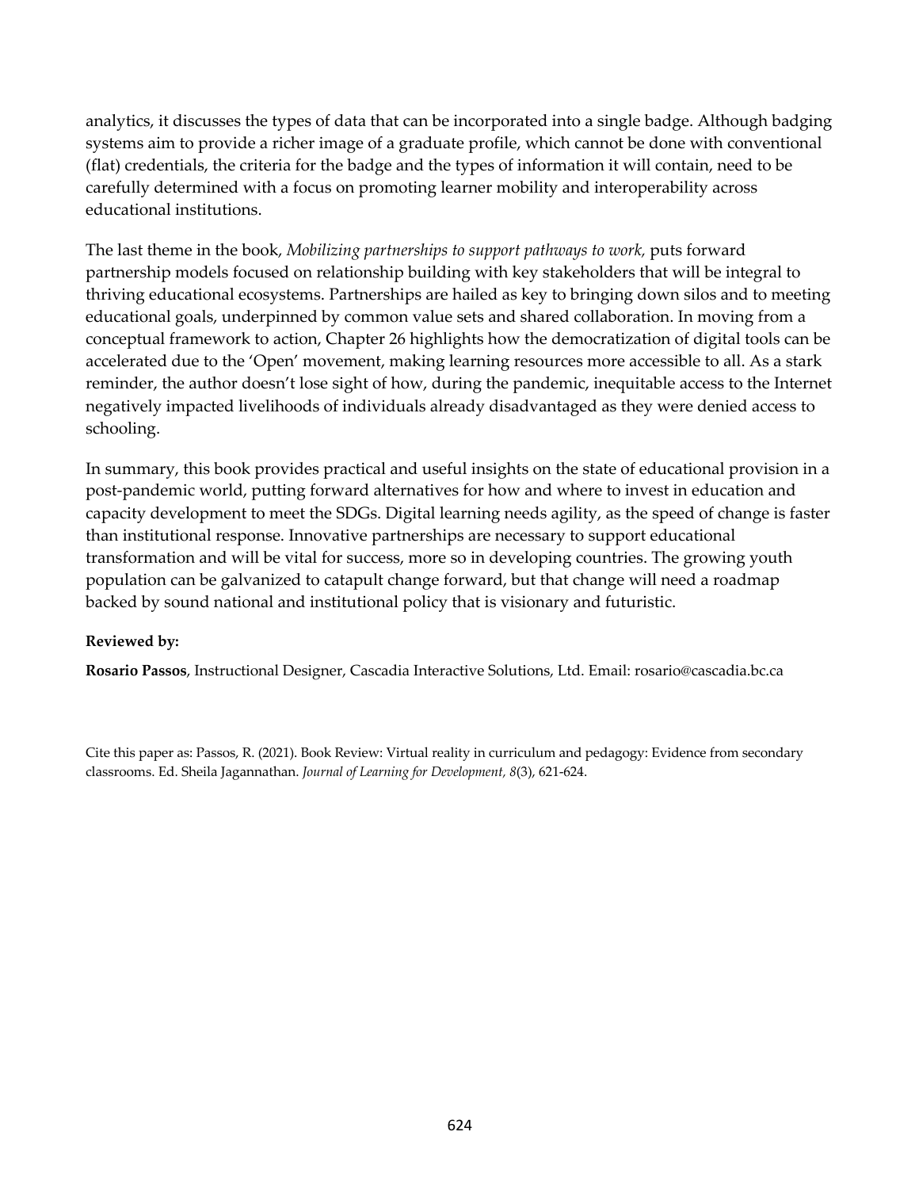analytics, it discusses the types of data that can be incorporated into a single badge. Although badging systems aim to provide a richer image of a graduate profile, which cannot be done with conventional (flat) credentials, the criteria for the badge and the types of information it will contain, need to be carefully determined with a focus on promoting learner mobility and interoperability across educational institutions.

The last theme in the book, *Mobilizing partnerships to support pathways to work,* puts forward partnership models focused on relationship building with key stakeholders that will be integral to thriving educational ecosystems. Partnerships are hailed as key to bringing down silos and to meeting educational goals, underpinned by common value sets and shared collaboration. In moving from a conceptual framework to action, Chapter 26 highlights how the democratization of digital tools can be accelerated due to the 'Open' movement, making learning resources more accessible to all. As a stark reminder, the author doesn't lose sight of how, during the pandemic, inequitable access to the Internet negatively impacted livelihoods of individuals already disadvantaged as they were denied access to schooling.

In summary, this book provides practical and useful insights on the state of educational provision in a post-pandemic world, putting forward alternatives for how and where to invest in education and capacity development to meet the SDGs. Digital learning needs agility, as the speed of change is faster than institutional response. Innovative partnerships are necessary to support educational transformation and will be vital for success, more so in developing countries. The growing youth population can be galvanized to catapult change forward, but that change will need a roadmap backed by sound national and institutional policy that is visionary and futuristic.

**Reviewed by:**

**Rosario Passos**, Instructional Designer, Cascadia Interactive Solutions, Ltd. Email: rosario@cascadia.bc.ca

Cite this paper as: Passos, R. (2021). Book Review: Virtual reality in curriculum and pedagogy: Evidence from secondary classrooms. Ed. Sheila Jagannathan. *Journal of Learning for Development, 8*(3), 621-624.